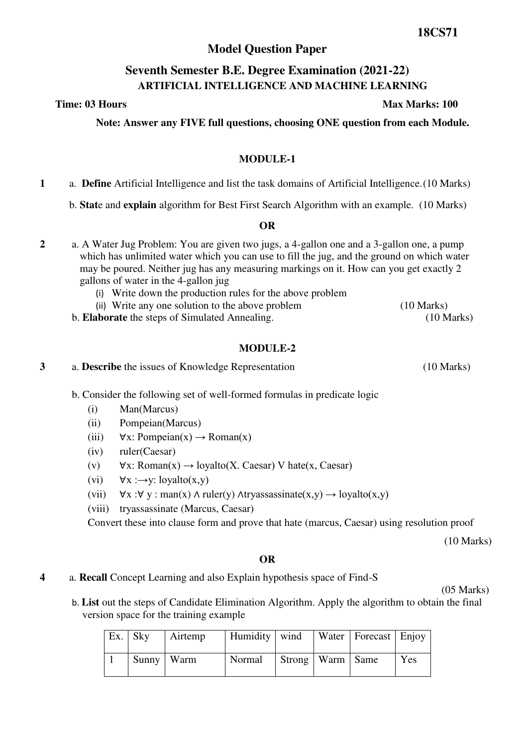**18CS71**

# Model Question Paper

## Seventh Semester B.E. Degree Examination (2021-22)

### ARTIFICIAL INTELLIGENCE AND MACHINE LEARNING

**Time: 03 Hours** **Max Marks: 100**

**Note: Answer any FIVE full questions, choosing ONE question from each Module.**

### MODULE-1

**1** a. **Define** Artificial Intelligence and list the task domains of Artificial Intelligence. (10 Marks)

b. **Stat**e and **explain** algorithm for Best First Search Algorithm with an example. (10 Marks)

**OR**

**2** a. A Water Jug Problem: You are given two jugs, a 4-gallon one and a 3-gallon one, a pump which has unlimited water which you can use to fill the jug, and the ground on which water may be poured. Neither jug has any measuring markings on it. How can you get exactly 2 gallons of water in the 4-gallon jug

(i) Write down the production rules for the above problem

(ii) Write any one solution to the above problem (10 Marks)

b. **Elaborate** the steps of Simulated Annealing. (10 Marks)

### MODULE-2

**3** a. **Describe** the issues of Knowledge Representation (10 Marks)

b. Consider the following set of well-formed formulas in predicate logic

(i) Man(Marcus)

(ii) Pompeian(Marcus)

(iii) ∀x: Pompeian(x) → Roman(x)

(iv) ruler(Caesar)

(v) ∀x: Roman(x) → loyalto(X. Caesar) V hate(x, Caesar)

(vi) ∀x :→y: loyalto(x,y)

(vii) ∀x :∀ y : man(x) ∧ ruler(y) ∧tryassassinate(x,y) → loyalto(x,y)

(viii) tryassassinate (Marcus, Caesar)

Convert these into clause form and prove that hate (marcus, Caesar) using resolution proof

(10 Marks)

**OR**

**4** a. **Recall** Concept Learning and also Explain hypothesis space of Find-S

(05 Marks)

b. **List** out the steps of Candidate Elimination Algorithm. Apply the algorithm to obtain the final version space for the training example

| Ex. | Sky | Airtemp | Humidity | wind | Water | Forecast | Enjoy |
|---|---|---|---|---|---|---|---|
| 1 | Sunny | Warm | Normal | Strong | Warm | Same | Yes |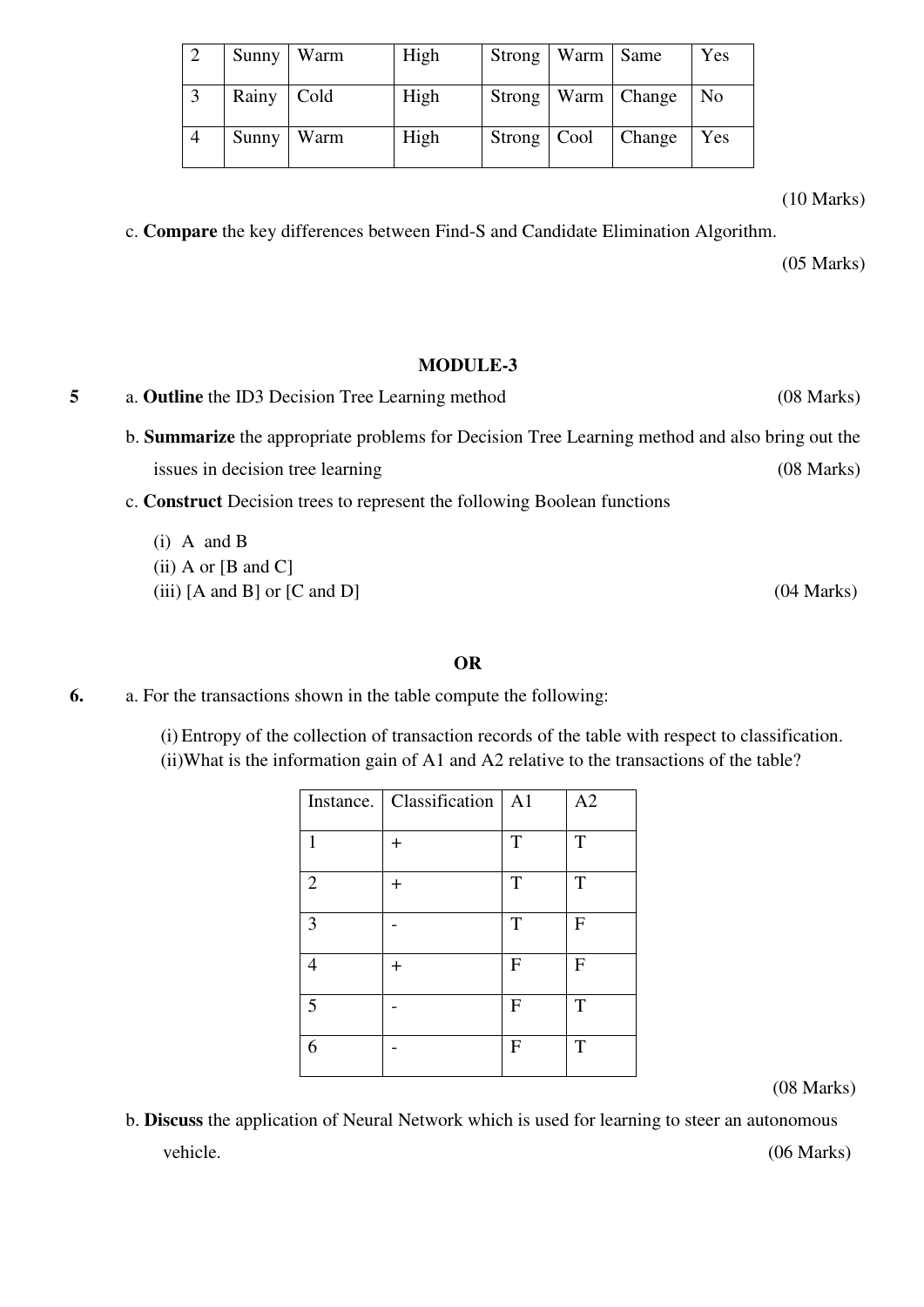| 2 | Sunny | Warm | High | Strong | Warm | Same | Yes |
|---|---|---|---|---|---|---|---|
| 3 | Rainy | Cold | High | Strong | Warm | Change | No |
| 4 | Sunny | Warm | High | Strong | Cool | Change | Yes |

(10 Marks)

c. **Compare** the key differences between Find-S and Candidate Elimination Algorithm.

(05 Marks)

## MODULE-3

**5** a. **Outline** the ID3 Decision Tree Learning method (08 Marks)

b. **Summarize** the appropriate problems for Decision Tree Learning method and also bring out the issues in decision tree learning (08 Marks)

c. **Construct** Decision trees to represent the following Boolean functions

(i) A and B
(ii) A or [B and C]
(iii) [A and B] or [C and D] (04 Marks)

**OR**

**6.** a. For the transactions shown in the table compute the following:

(i) Entropy of the collection of transaction records of the table with respect to classification.
(ii) What is the information gain of A1 and A2 relative to the transactions of the table?

| Instance. | Classification | A1 | A2 |
|---|---|---|---|
| 1 | + | T | T |
| 2 | + | T | T |
| 3 | - | T | F |
| 4 | + | F | F |
| 5 | - | F | T |
| 6 | - | F | T |

(08 Marks)

b. **Discuss** the application of Neural Network which is used for learning to steer an autonomous vehicle. (06 Marks)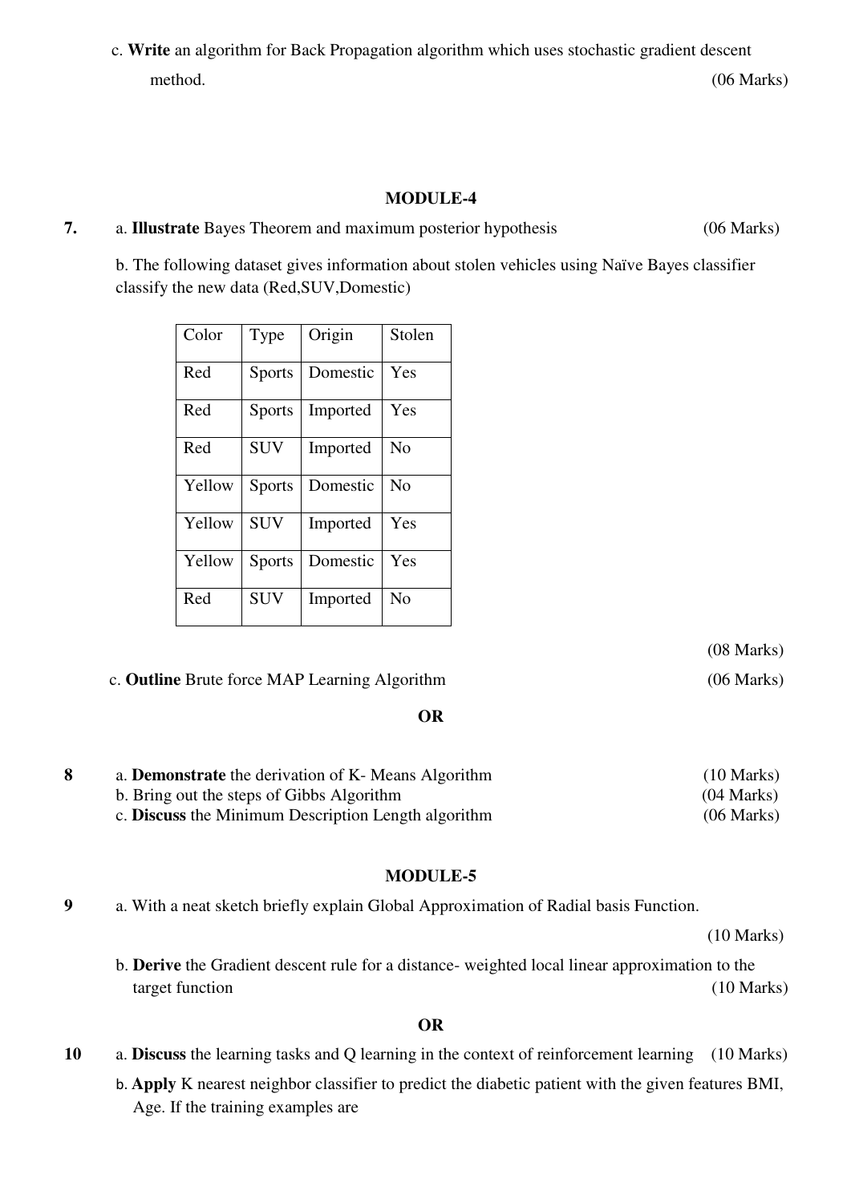c. **Write** an algorithm for Back Propagation algorithm which uses stochastic gradient descent method. (06 Marks)

## MODULE-4

**7.** a. **Illustrate** Bayes Theorem and maximum posterior hypothesis (06 Marks)

b. The following dataset gives information about stolen vehicles using Naïve Bayes classifier classify the new data (Red,SUV,Domestic)

| Color | Type | Origin | Stolen |
|---|---|---|---|
| Red | Sports | Domestic | Yes |
| Red | Sports | Imported | Yes |
| Red | SUV | Imported | No |
| Yellow | Sports | Domestic | No |
| Yellow | SUV | Imported | Yes |
| Yellow | Sports | Domestic | Yes |
| Red | SUV | Imported | No |

(08 Marks)

c. **Outline** Brute force MAP Learning Algorithm (06 Marks)

**OR**

**8** a. **Demonstrate** the derivation of K- Means Algorithm (10 Marks)

b. Bring out the steps of Gibbs Algorithm (04 Marks)

c. **Discuss** the Minimum Description Length algorithm (06 Marks)

## MODULE-5

**9** a. With a neat sketch briefly explain Global Approximation of Radial basis Function. (10 Marks)

b. **Derive** the Gradient descent rule for a distance- weighted local linear approximation to the target function (10 Marks)

**OR**

**10** a. **Discuss** the learning tasks and Q learning in the context of reinforcement learning (10 Marks)

b. **Apply** K nearest neighbor classifier to predict the diabetic patient with the given features BMI, Age. If the training examples are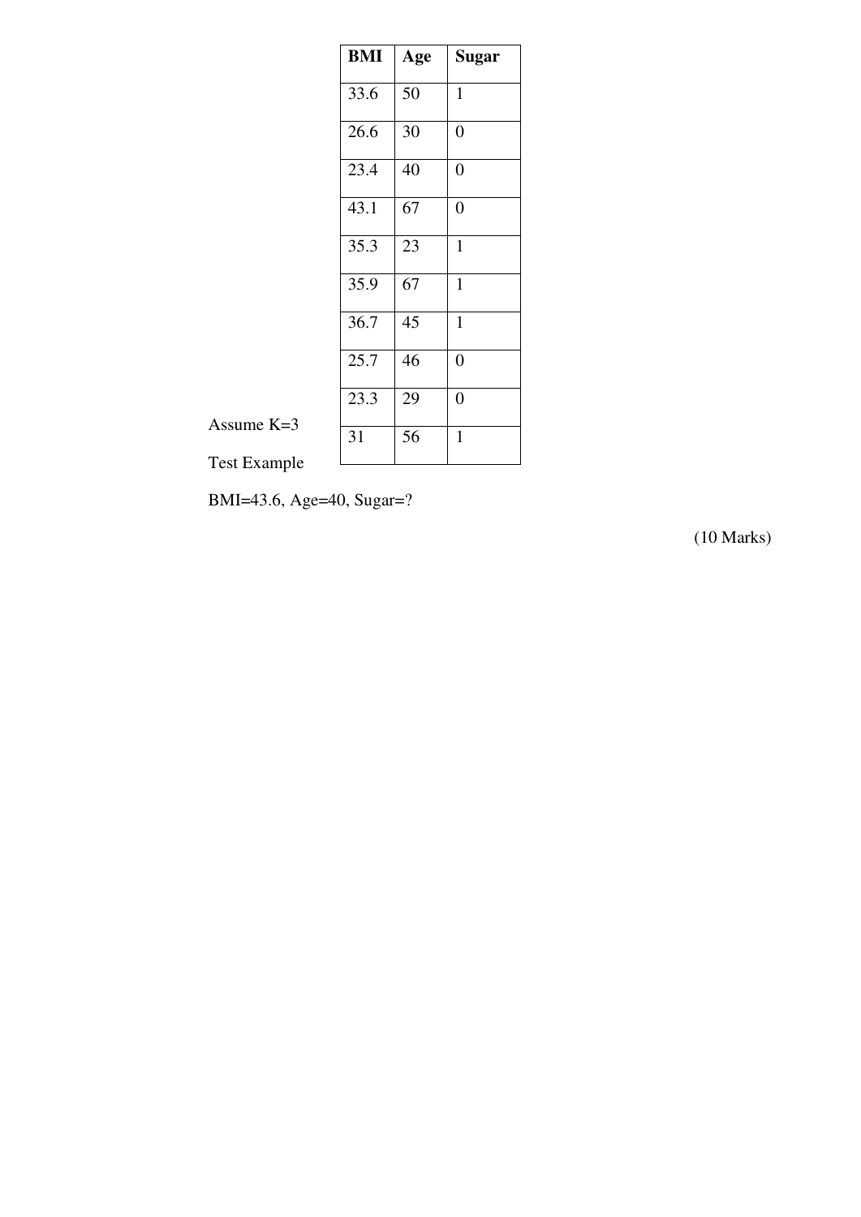| BMI | Age | Sugar |
|---|---|---|
| 33.6 | 50 | 1 |
| 26.6 | 30 | 0 |
| 23.4 | 40 | 0 |
| 43.1 | 67 | 0 |
| 35.3 | 23 | 1 |
| 35.9 | 67 | 1 |
| 36.7 | 45 | 1 |
| 25.7 | 46 | 0 |
| 23.3 | 29 | 0 |
| 31 | 56 | 1 |

Assume K=3

Test Example

BMI=43.6, Age=40, Sugar=?

(10 Marks)